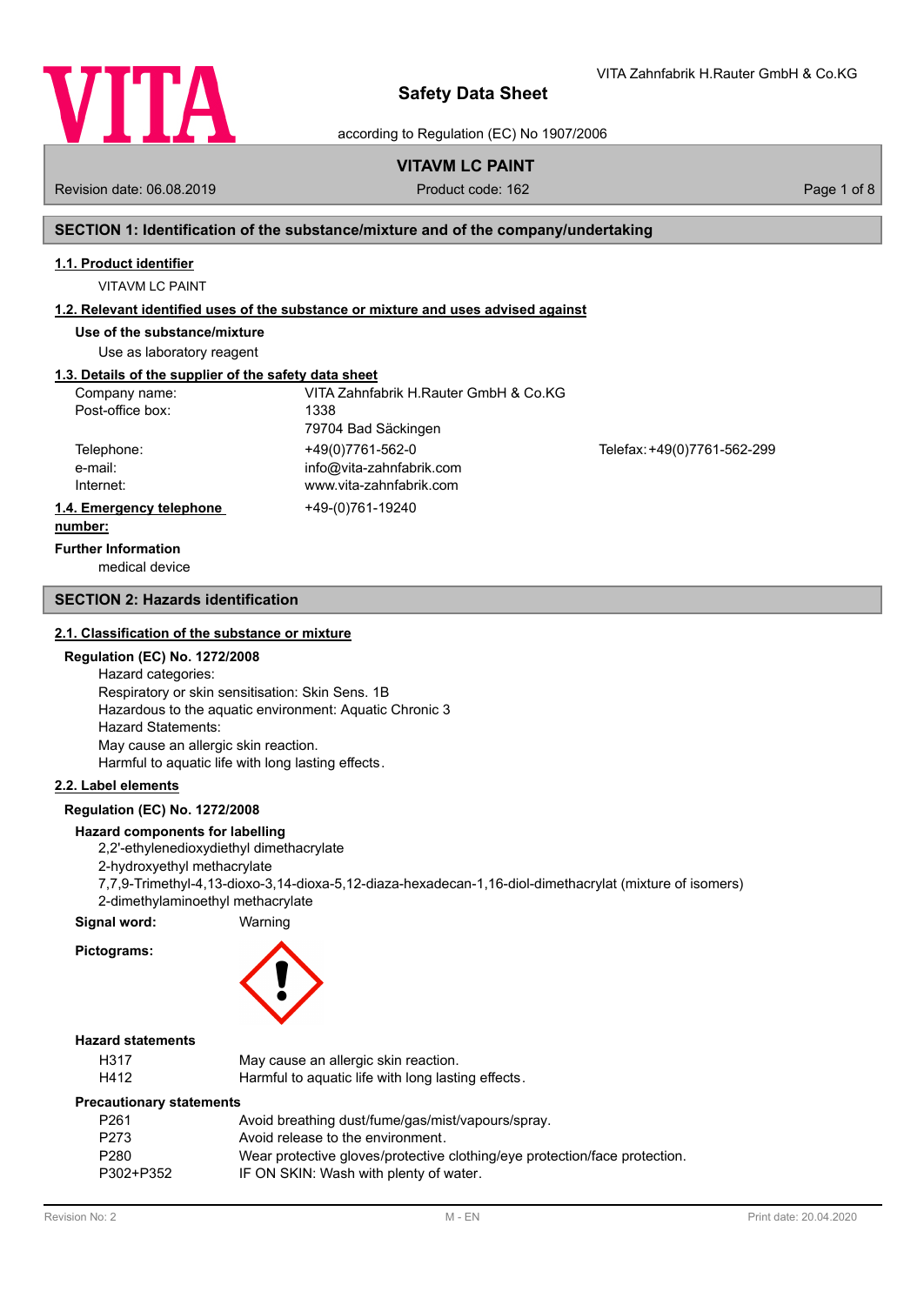# Safety Data Sheet

according to Regulation (EC) No 1907/2006

VITA Zahnfabrik H.Rauter GmbH & Co.KG

**VITAVM LC PAINT**

Revision date: 06.08.2019 | Product code: 162

## SECTION 1: Identification of the substance/mixture and of the company/undertaking

### 1.1. Product identifier

VITAVM LC PAINT

### 1.2. Relevant identified uses of the substance or mixture and uses advised against

**Use of the substance/mixture**

Use as laboratory reagent

### 1.3. Details of the supplier of the safety data sheet

| | | |
|---|---|---|
| Company name: | VITA Zahnfabrik H.Rauter GmbH & Co.KG | |
| Post-office box: | 1338 | |
| | 79704 Bad Säckingen | |
| Telephone: | +49(0)7761-562-0 | Telefax: +49(0)7761-562-299 |
| e-mail: | info@vita-zahnfabrik.com | |
| Internet: | www.vita-zahnfabrik.com | |

### 1.4. Emergency telephone number:

+49-(0)761-19240

**Further Information**

medical device

## SECTION 2: Hazards identification

### 2.1. Classification of the substance or mixture

**Regulation (EC) No. 1272/2008**

Hazard categories:
Respiratory or skin sensitisation: Skin Sens. 1B
Hazardous to the aquatic environment: Aquatic Chronic 3
Hazard Statements:
May cause an allergic skin reaction.
Harmful to aquatic life with long lasting effects.

### 2.2. Label elements

**Regulation (EC) No. 1272/2008**

**Hazard components for labelling**

2,2'-ethylenedioxydiethyl dimethacrylate
2-hydroxyethyl methacrylate
7,7,9-Trimethyl-4,13-dioxo-3,14-dioxa-5,12-diaza-hexadecan-1,16-diol-dimethacrylat (mixture of isomers)
2-dimethylaminoethyl methacrylate

**Signal word:** Warning

**Pictograms:**

**Hazard statements**

| | |
|---|---|
| H317 | May cause an allergic skin reaction. |
| H412 | Harmful to aquatic life with long lasting effects. |

**Precautionary statements**

| | |
|---|---|
| P261 | Avoid breathing dust/fume/gas/mist/vapours/spray. |
| P273 | Avoid release to the environment. |
| P280 | Wear protective gloves/protective clothing/eye protection/face protection. |
| P302+P352 | IF ON SKIN: Wash with plenty of water. |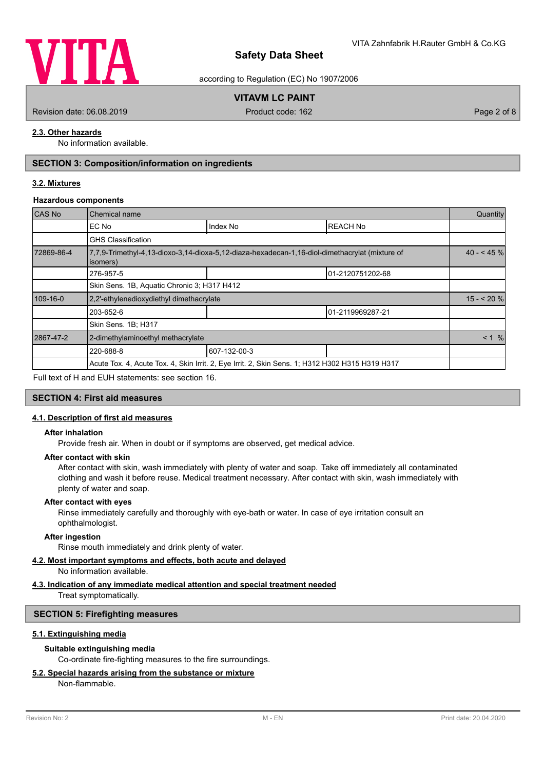## 2.3. Other hazards

No information available.

# SECTION 3: Composition/information on ingredients

## 3.2. Mixtures

### Hazardous components

| CAS No | Chemical name | | | Quantity |
|---|---|---|---|---|
| | EC No | Index No | REACH No | |
| | GHS Classification | | | |
| 72869-86-4 | 7,7,9-Trimethyl-4,13-dioxo-3,14-dioxa-5,12-diaza-hexadecan-1,16-diol-dimethacrylat (mixture of isomers) | | | 40 - < 45 % |
| | 276-957-5 | | 01-2120751202-68 | |
| | Skin Sens. 1B, Aquatic Chronic 3; H317 H412 | | | |
| 109-16-0 | 2,2'-ethylenedioxydiethyl dimethacrylate | | | 15 - < 20 % |
| | 203-652-6 | | 01-2119969287-21 | |
| | Skin Sens. 1B; H317 | | | |
| 2867-47-2 | 2-dimethylaminoethyl methacrylate | | | < 1 % |
| | 220-688-8 | 607-132-00-3 | | |
| | Acute Tox. 4, Acute Tox. 4, Skin Irrit. 2, Eye Irrit. 2, Skin Sens. 1; H312 H302 H315 H319 H317 | | | |

Full text of H and EUH statements: see section 16.

# SECTION 4: First aid measures

## 4.1. Description of first aid measures

### After inhalation

Provide fresh air. When in doubt or if symptoms are observed, get medical advice.

### After contact with skin

After contact with skin, wash immediately with plenty of water and soap. Take off immediately all contaminated clothing and wash it before reuse. Medical treatment necessary. After contact with skin, wash immediately with plenty of water and soap.

### After contact with eyes

Rinse immediately carefully and thoroughly with eye-bath or water. In case of eye irritation consult an ophthalmologist.

### After ingestion

Rinse mouth immediately and drink plenty of water.

## 4.2. Most important symptoms and effects, both acute and delayed

No information available.

## 4.3. Indication of any immediate medical attention and special treatment needed

Treat symptomatically.

# SECTION 5: Firefighting measures

## 5.1. Extinguishing media

### Suitable extinguishing media

Co-ordinate fire-fighting measures to the fire surroundings.

## 5.2. Special hazards arising from the substance or mixture

Non-flammable.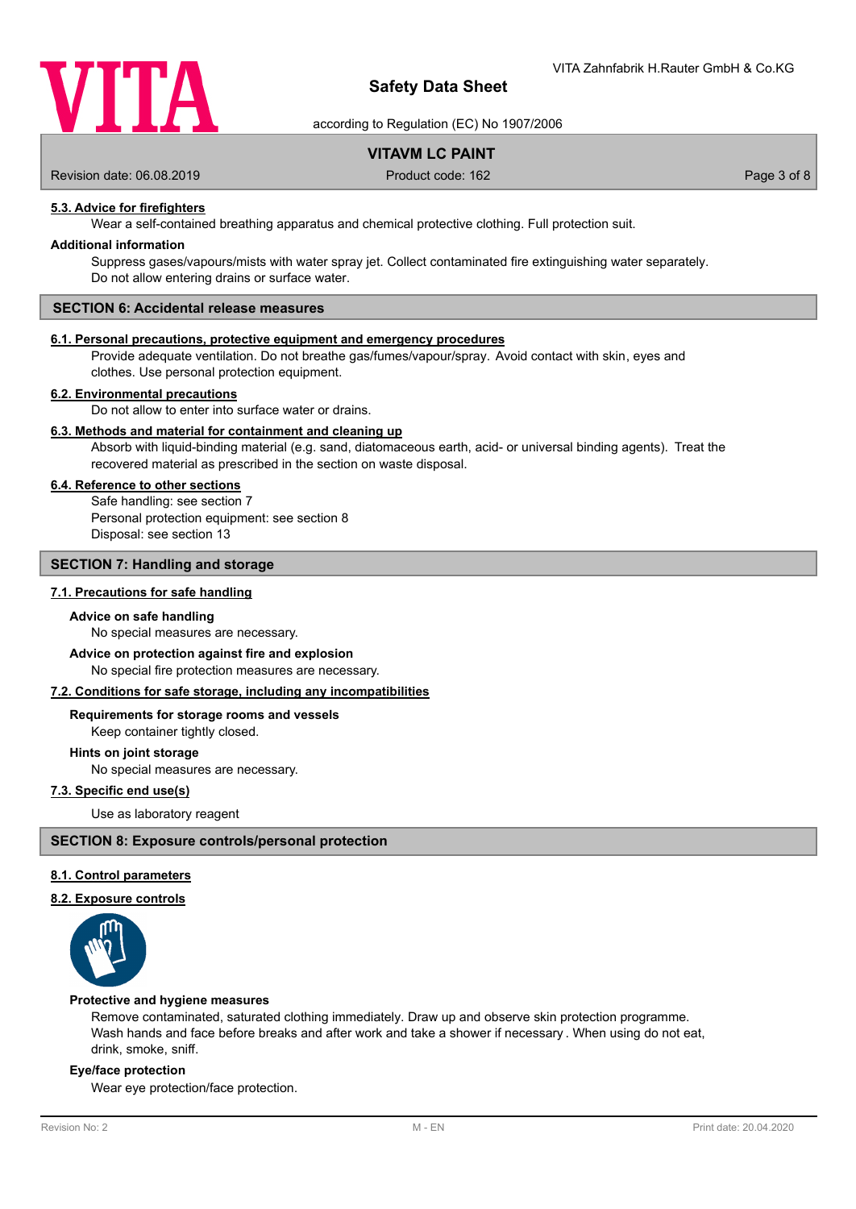### 5.3. Advice for firefighters

Wear a self-contained breathing apparatus and chemical protective clothing. Full protection suit.

**Additional information**

Suppress gases/vapours/mists with water spray jet. Collect contaminated fire extinguishing water separately. Do not allow entering drains or surface water.

## SECTION 6: Accidental release measures

### 6.1. Personal precautions, protective equipment and emergency procedures

Provide adequate ventilation. Do not breathe gas/fumes/vapour/spray. Avoid contact with skin, eyes and clothes. Use personal protection equipment.

### 6.2. Environmental precautions

Do not allow to enter into surface water or drains.

### 6.3. Methods and material for containment and cleaning up

Absorb with liquid-binding material (e.g. sand, diatomaceous earth, acid- or universal binding agents). Treat the recovered material as prescribed in the section on waste disposal.

### 6.4. Reference to other sections

Safe handling: see section 7
Personal protection equipment: see section 8
Disposal: see section 13

## SECTION 7: Handling and storage

### 7.1. Precautions for safe handling

**Advice on safe handling**

No special measures are necessary.

**Advice on protection against fire and explosion**

No special fire protection measures are necessary.

### 7.2. Conditions for safe storage, including any incompatibilities

**Requirements for storage rooms and vessels**

Keep container tightly closed.

**Hints on joint storage**

No special measures are necessary.

### 7.3. Specific end use(s)

Use as laboratory reagent

## SECTION 8: Exposure controls/personal protection

### 8.1. Control parameters

### 8.2. Exposure controls

**Protective and hygiene measures**

Remove contaminated, saturated clothing immediately. Draw up and observe skin protection programme. Wash hands and face before breaks and after work and take a shower if necessary . When using do not eat, drink, smoke, sniff.

**Eye/face protection**

Wear eye protection/face protection.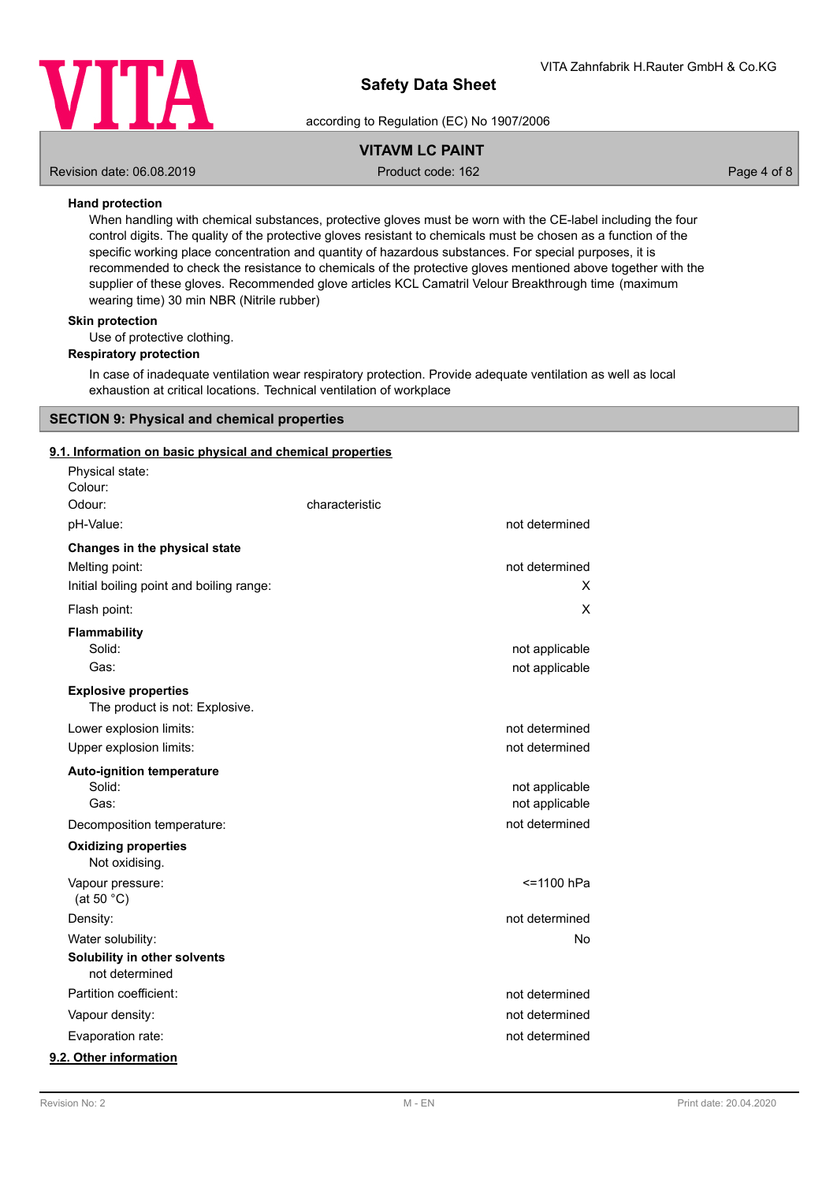**Hand protection**

When handling with chemical substances, protective gloves must be worn with the CE-label including the four control digits. The quality of the protective gloves resistant to chemicals must be chosen as a function of the specific working place concentration and quantity of hazardous substances. For special purposes, it is recommended to check the resistance to chemicals of the protective gloves mentioned above together with the supplier of these gloves. Recommended glove articles KCL Camatril Velour Breakthrough time (maximum wearing time) 30 min NBR (Nitrile rubber)

**Skin protection**

Use of protective clothing.

**Respiratory protection**

In case of inadequate ventilation wear respiratory protection. Provide adequate ventilation as well as local exhaustion at critical locations. Technical ventilation of workplace

## SECTION 9: Physical and chemical properties

### 9.1. Information on basic physical and chemical properties

Physical state:
Colour:
Odour: characteristic

| | |
|---|---|
| pH-Value: | not determined |
| **Changes in the physical state** | |
| Melting point: | not determined |
| Initial boiling point and boiling range: | X |
| Flash point: | X |
| **Flammability** | |
| Solid: | not applicable |
| Gas: | not applicable |

**Explosive properties**

The product is not: Explosive.

| | |
|---|---|
| Lower explosion limits: | not determined |
| Upper explosion limits: | not determined |
| **Auto-ignition temperature** | |
| Solid: | not applicable |
| Gas: | not applicable |
| Decomposition temperature: | not determined |

**Oxidizing properties**

Not oxidising.

| | |
|---|---|
| Vapour pressure: (at 50 °C) | <=1100 hPa |
| Density: | not determined |
| Water solubility: | No |

**Solubility in other solvents**

not determined

| | |
|---|---|
| Partition coefficient: | not determined |
| Vapour density: | not determined |
| Evaporation rate: | not determined |

### 9.2. Other information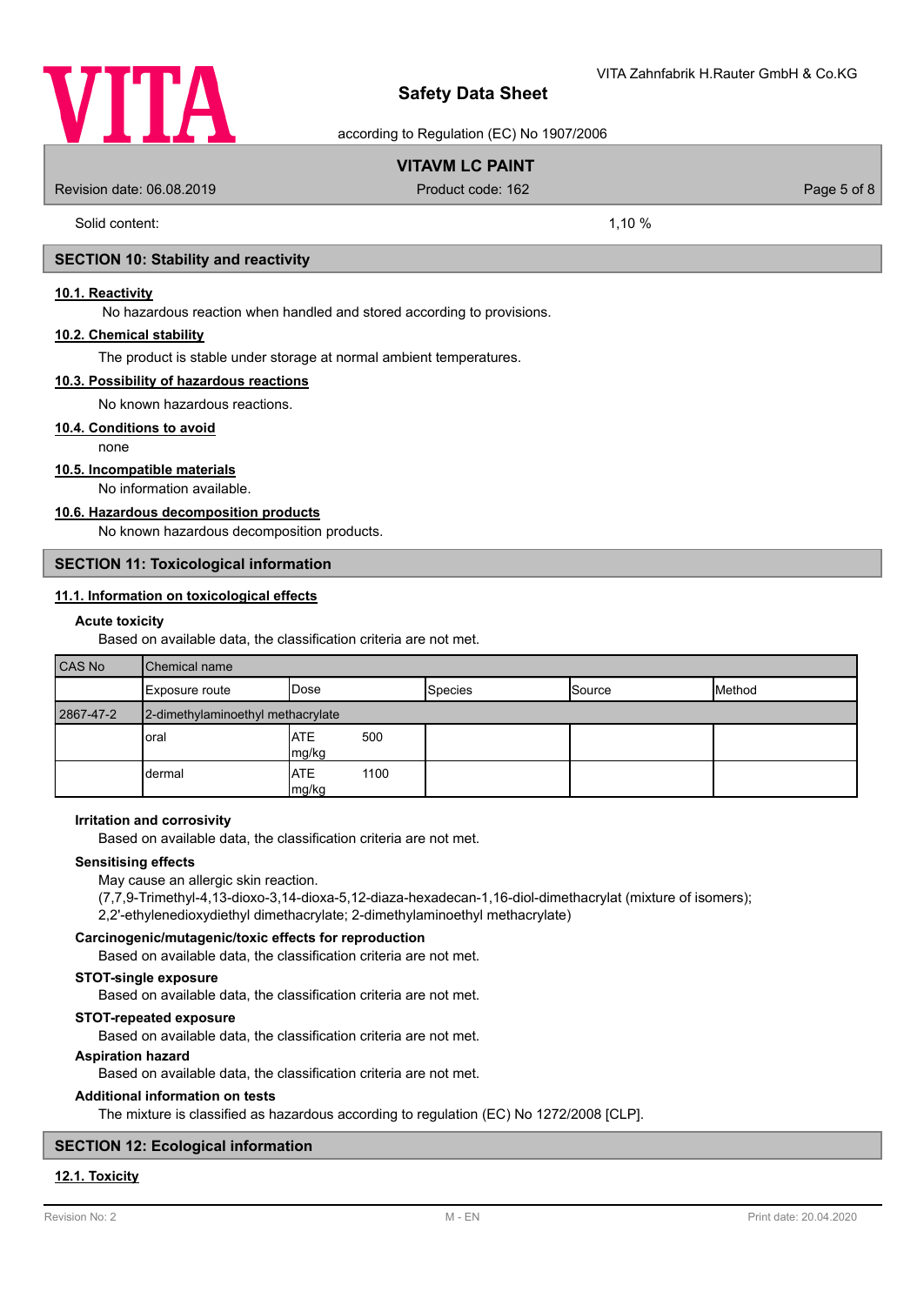Solid content: 1,10 %

## SECTION 10: Stability and reactivity

### 10.1. Reactivity

No hazardous reaction when handled and stored according to provisions.

### 10.2. Chemical stability

The product is stable under storage at normal ambient temperatures.

### 10.3. Possibility of hazardous reactions

No known hazardous reactions.

### 10.4. Conditions to avoid

none

### 10.5. Incompatible materials

No information available.

### 10.6. Hazardous decomposition products

No known hazardous decomposition products.

## SECTION 11: Toxicological information

### 11.1. Information on toxicological effects

**Acute toxicity**

Based on available data, the classification criteria are not met.

| CAS No | Chemical name | | | | |
|---|---|---|---|---|---|
| | Exposure route | Dose | Species | Source | Method |
| 2867-47-2 | 2-dimethylaminoethyl methacrylate | | | | |
| | oral | ATE 500 mg/kg | | | |
| | dermal | ATE 1100 mg/kg | | | |

**Irritation and corrosivity**

Based on available data, the classification criteria are not met.

**Sensitising effects**

May cause an allergic skin reaction.
(7,7,9-Trimethyl-4,13-dioxo-3,14-dioxa-5,12-diaza-hexadecan-1,16-diol-dimethacrylat (mixture of isomers); 2,2'-ethylenedioxydiethyl dimethacrylate; 2-dimethylaminoethyl methacrylate)

**Carcinogenic/mutagenic/toxic effects for reproduction**

Based on available data, the classification criteria are not met.

**STOT-single exposure**

Based on available data, the classification criteria are not met.

**STOT-repeated exposure**

Based on available data, the classification criteria are not met.

**Aspiration hazard**

Based on available data, the classification criteria are not met.

**Additional information on tests**

The mixture is classified as hazardous according to regulation (EC) No 1272/2008 [CLP].

## SECTION 12: Ecological information

### 12.1. Toxicity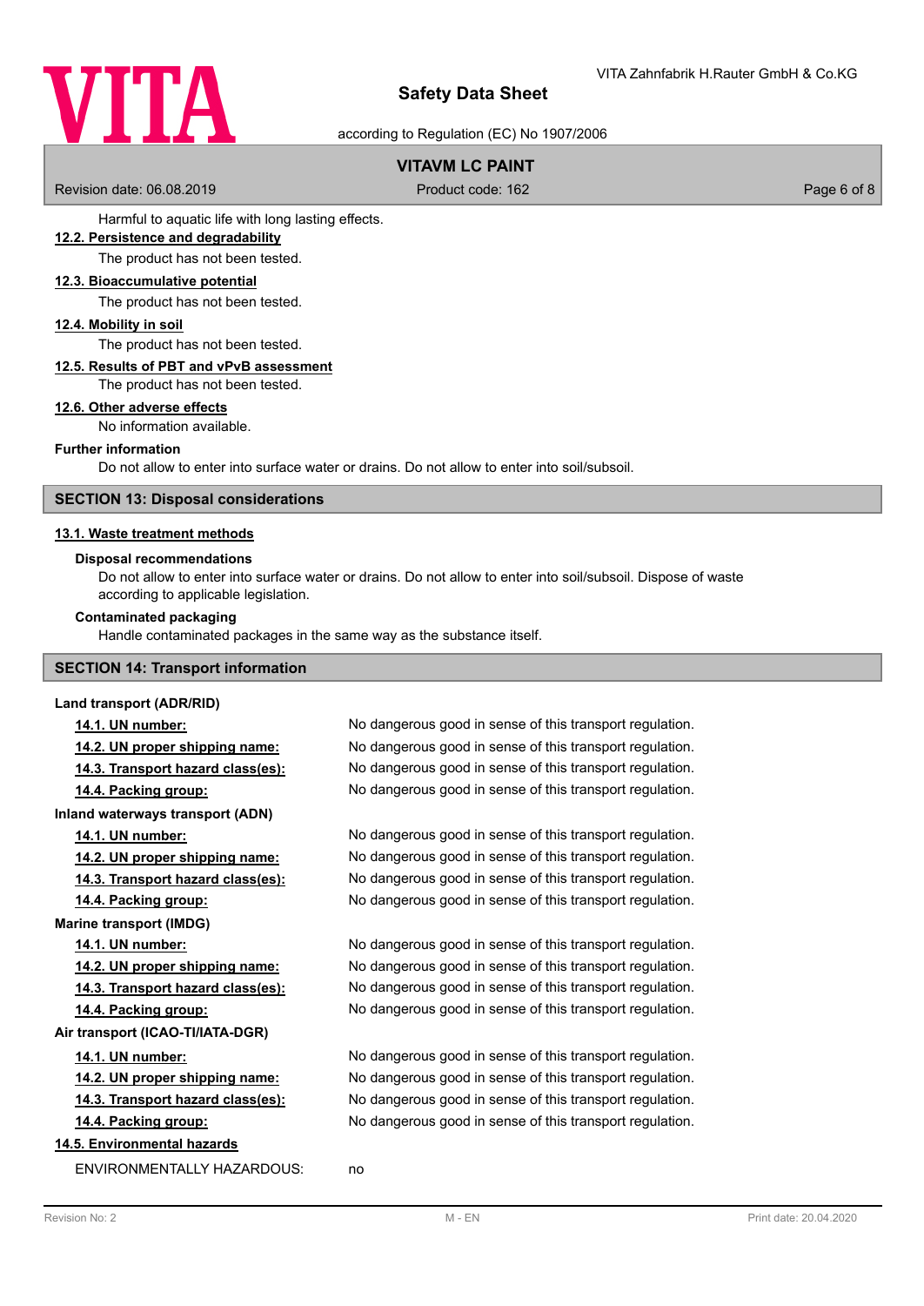Harmful to aquatic life with long lasting effects.

### 12.2. Persistence and degradability

The product has not been tested.

### 12.3. Bioaccumulative potential

The product has not been tested.

### 12.4. Mobility in soil

The product has not been tested.

### 12.5. Results of PBT and vPvB assessment

The product has not been tested.

### 12.6. Other adverse effects

No information available.

**Further information**

Do not allow to enter into surface water or drains. Do not allow to enter into soil/subsoil.

## SECTION 13: Disposal considerations

### 13.1. Waste treatment methods

**Disposal recommendations**

Do not allow to enter into surface water or drains. Do not allow to enter into soil/subsoil. Dispose of waste according to applicable legislation.

**Contaminated packaging**

Handle contaminated packages in the same way as the substance itself.

## SECTION 14: Transport information

**Land transport (ADR/RID)**

| | |
|---|---|
| **14.1. UN number:** | No dangerous good in sense of this transport regulation. |
| **14.2. UN proper shipping name:** | No dangerous good in sense of this transport regulation. |
| **14.3. Transport hazard class(es):** | No dangerous good in sense of this transport regulation. |
| **14.4. Packing group:** | No dangerous good in sense of this transport regulation. |

**Inland waterways transport (ADN)**

| | |
|---|---|
| **14.1. UN number:** | No dangerous good in sense of this transport regulation. |
| **14.2. UN proper shipping name:** | No dangerous good in sense of this transport regulation. |
| **14.3. Transport hazard class(es):** | No dangerous good in sense of this transport regulation. |
| **14.4. Packing group:** | No dangerous good in sense of this transport regulation. |

**Marine transport (IMDG)**

| | |
|---|---|
| **14.1. UN number:** | No dangerous good in sense of this transport regulation. |
| **14.2. UN proper shipping name:** | No dangerous good in sense of this transport regulation. |
| **14.3. Transport hazard class(es):** | No dangerous good in sense of this transport regulation. |
| **14.4. Packing group:** | No dangerous good in sense of this transport regulation. |

**Air transport (ICAO-TI/IATA-DGR)**

| | |
|---|---|
| **14.1. UN number:** | No dangerous good in sense of this transport regulation. |
| **14.2. UN proper shipping name:** | No dangerous good in sense of this transport regulation. |
| **14.3. Transport hazard class(es):** | No dangerous good in sense of this transport regulation. |
| **14.4. Packing group:** | No dangerous good in sense of this transport regulation. |

### 14.5. Environmental hazards

ENVIRONMENTALLY HAZARDOUS: no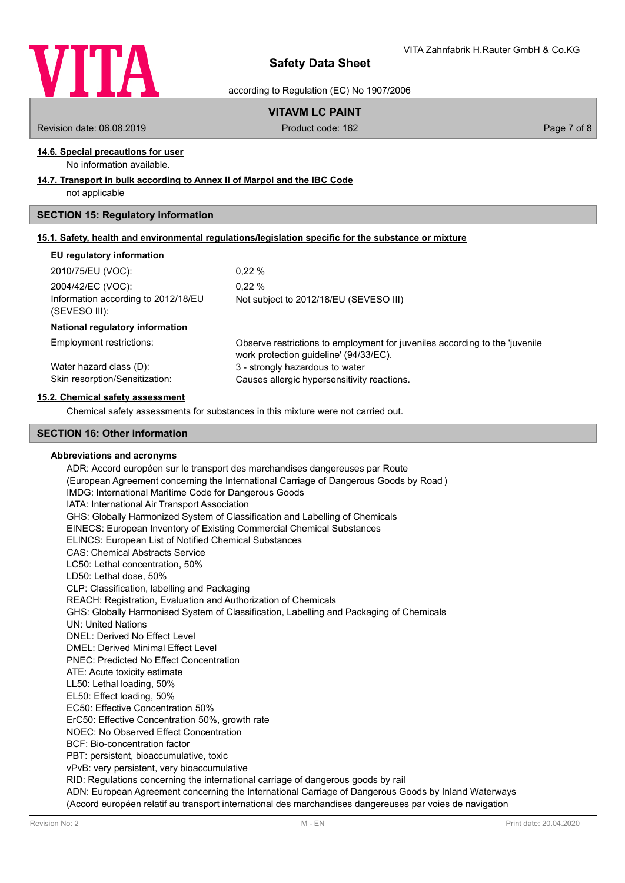### 14.6. Special precautions for user

No information available.

### 14.7. Transport in bulk according to Annex II of Marpol and the IBC Code

not applicable

## SECTION 15: Regulatory information

### 15.1. Safety, health and environmental regulations/legislation specific for the substance or mixture

**EU regulatory information**

| | |
|---|---|
| 2010/75/EU (VOC): | 0,22 % |
| 2004/42/EC (VOC): | 0,22 % |
| Information according to 2012/18/EU (SEVESO III): | Not subject to 2012/18/EU (SEVESO III) |

**National regulatory information**

| | |
|---|---|
| Employment restrictions: | Observe restrictions to employment for juveniles according to the 'juvenile work protection guideline' (94/33/EC). |
| Water hazard class (D): | 3 - strongly hazardous to water |
| Skin resorption/Sensitization: | Causes allergic hypersensitivity reactions. |

### 15.2. Chemical safety assessment

Chemical safety assessments for substances in this mixture were not carried out.

## SECTION 16: Other information

**Abbreviations and acronyms**

ADR: Accord européen sur le transport des marchandises dangereuses par Route
(European Agreement concerning the International Carriage of Dangerous Goods by Road )
IMDG: International Maritime Code for Dangerous Goods
IATA: International Air Transport Association
GHS: Globally Harmonized System of Classification and Labelling of Chemicals
EINECS: European Inventory of Existing Commercial Chemical Substances
ELINCS: European List of Notified Chemical Substances
CAS: Chemical Abstracts Service
LC50: Lethal concentration, 50%
LD50: Lethal dose, 50%
CLP: Classification, labelling and Packaging
REACH: Registration, Evaluation and Authorization of Chemicals
GHS: Globally Harmonised System of Classification, Labelling and Packaging of Chemicals
UN: United Nations
DNEL: Derived No Effect Level
DMEL: Derived Minimal Effect Level
PNEC: Predicted No Effect Concentration
ATE: Acute toxicity estimate
LL50: Lethal loading, 50%
EL50: Effect loading, 50%
EC50: Effective Concentration 50%
ErC50: Effective Concentration 50%, growth rate
NOEC: No Observed Effect Concentration
BCF: Bio-concentration factor
PBT: persistent, bioaccumulative, toxic
vPvB: very persistent, very bioaccumulative
RID: Regulations concerning the international carriage of dangerous goods by rail
ADN: European Agreement concerning the International Carriage of Dangerous Goods by Inland Waterways
(Accord européen relatif au transport international des marchandises dangereuses par voies de navigation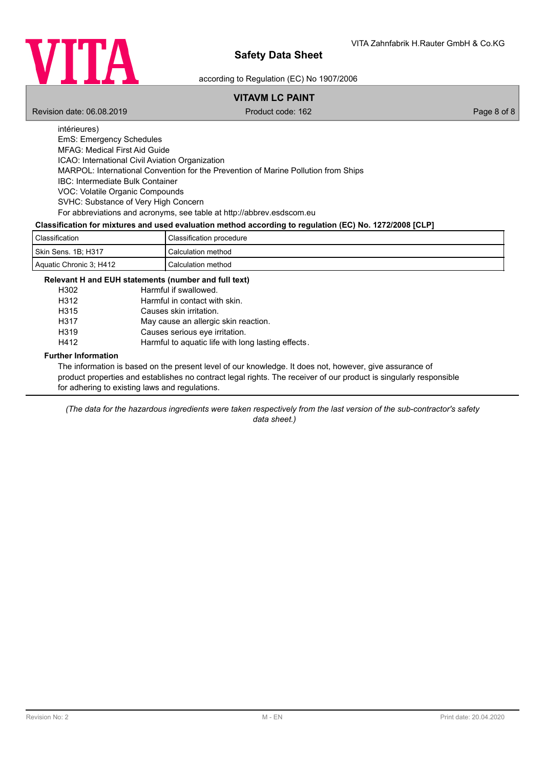intérieures)

EmS: Emergency Schedules

MFAG: Medical First Aid Guide

ICAO: International Civil Aviation Organization

MARPOL: International Convention for the Prevention of Marine Pollution from Ships

IBC: Intermediate Bulk Container

VOC: Volatile Organic Compounds

SVHC: Substance of Very High Concern

For abbreviations and acronyms, see table at http://abbrev.esdscom.eu

**Classification for mixtures and used evaluation method according to regulation (EC) No. 1272/2008 [CLP]**

| Classification | Classification procedure |
|---|---|
| Skin Sens. 1B; H317 | Calculation method |
| Aquatic Chronic 3; H412 | Calculation method |

**Relevant H and EUH statements (number and full text)**

| | |
|---|---|
| H302 | Harmful if swallowed. |
| H312 | Harmful in contact with skin. |
| H315 | Causes skin irritation. |
| H317 | May cause an allergic skin reaction. |
| H319 | Causes serious eye irritation. |
| H412 | Harmful to aquatic life with long lasting effects. |

**Further Information**

The information is based on the present level of our knowledge. It does not, however, give assurance of product properties and establishes no contract legal rights. The receiver of our product is singularly responsible for adhering to existing laws and regulations.

*(The data for the hazardous ingredients were taken respectively from the last version of the sub-contractor's safety data sheet.)*